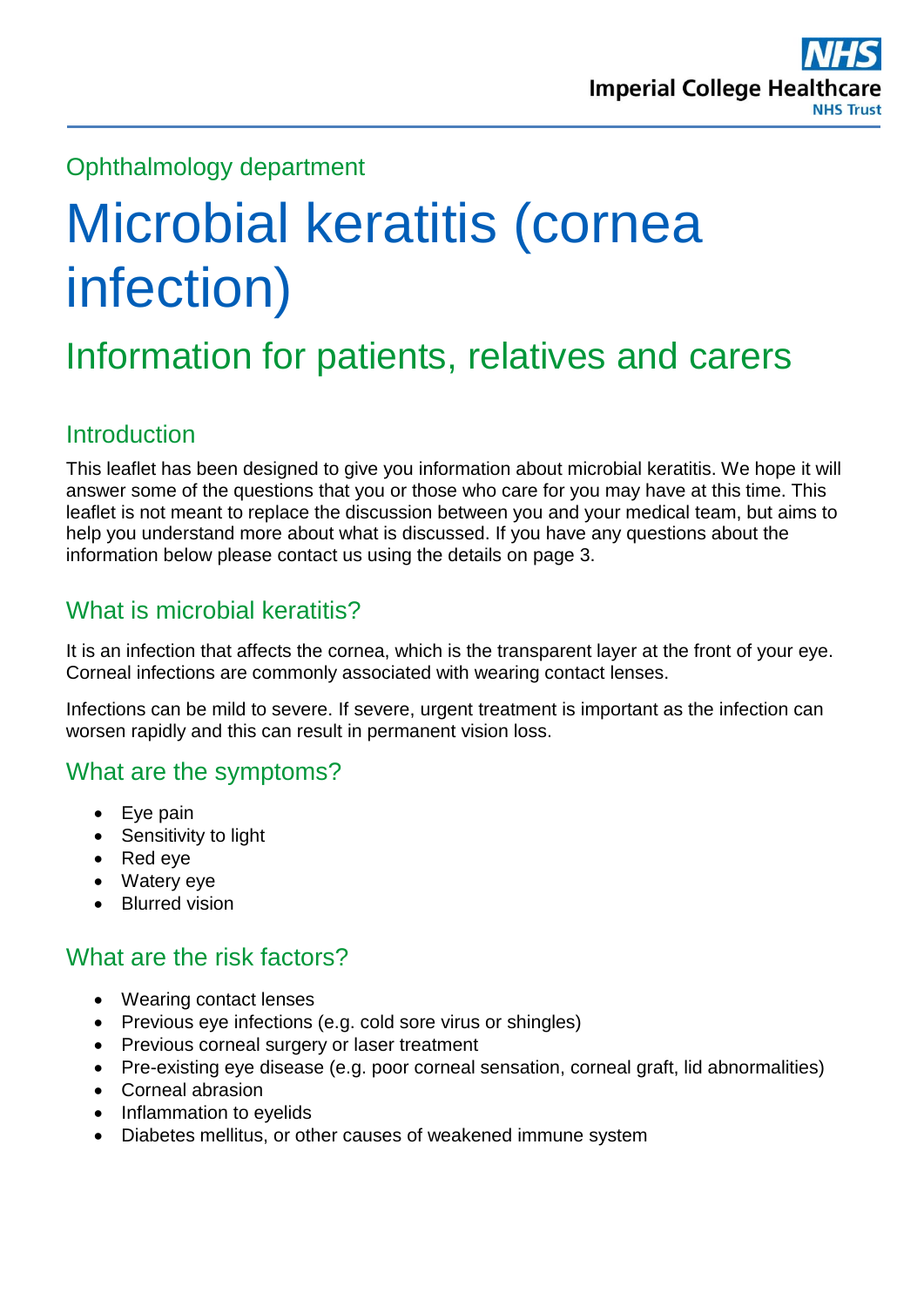Ophthalmology department

# Microbial keratitis (cornea infection)

## Information for patients, relatives and carers

### Introduction

This leaflet has been designed to give you information about microbial keratitis. We hope it will answer some of the questions that you or those who care for you may have at this time. This leaflet is not meant to replace the discussion between you and your medical team, but aims to help you understand more about what is discussed. If you have any questions about the information below please contact us using the details on page 3.

### What is microbial keratitis?

It is an infection that affects the cornea, which is the transparent layer at the front of your eye. Corneal infections are commonly associated with wearing contact lenses.

Infections can be mild to severe. If severe, urgent treatment is important as the infection can worsen rapidly and this can result in permanent vision loss.

### What are the symptoms?

- Eye pain
- Sensitivity to light
- Red eye
- Watery eye
- Blurred vision

### What are the risk factors?

- Wearing contact lenses
- Previous eye infections (e.g. cold sore virus or shingles)
- Previous corneal surgery or laser treatment
- Pre-existing eye disease (e.g. poor corneal sensation, corneal graft, lid abnormalities)
- Corneal abrasion
- Inflammation to eyelids
- Diabetes mellitus, or other causes of weakened immune system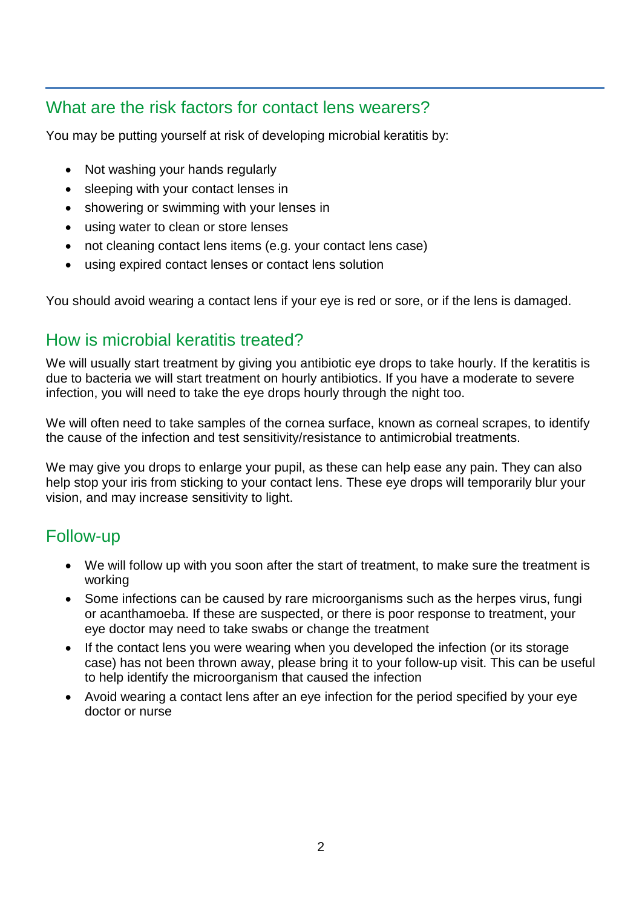## What are the risk factors for contact lens wearers?

You may be putting yourself at risk of developing microbial keratitis by:

- Not washing your hands regularly
- sleeping with your contact lenses in
- showering or swimming with your lenses in
- using water to clean or store lenses
- not cleaning contact lens items (e.g. your contact lens case)
- using expired contact lenses or contact lens solution

You should avoid wearing a contact lens if your eye is red or sore, or if the lens is damaged.

## How is microbial keratitis treated?

We will usually start treatment by giving you antibiotic eye drops to take hourly. If the keratitis is due to bacteria we will start treatment on hourly antibiotics. If you have a moderate to severe infection, you will need to take the eye drops hourly through the night too.

We will often need to take samples of the cornea surface, known as corneal scrapes, to identify the cause of the infection and test sensitivity/resistance to antimicrobial treatments.

We may give you drops to enlarge your pupil, as these can help ease any pain. They can also help stop your iris from sticking to your contact lens. These eye drops will temporarily blur your vision, and may increase sensitivity to light.

## Follow-up

- We will follow up with you soon after the start of treatment, to make sure the treatment is working
- Some infections can be caused by rare microorganisms such as the herpes virus, fungi or acanthamoeba. If these are suspected, or there is poor response to treatment, your eye doctor may need to take swabs or change the treatment
- If the contact lens you were wearing when you developed the infection (or its storage case) has not been thrown away, please bring it to your follow-up visit. This can be useful to help identify the microorganism that caused the infection
- Avoid wearing a contact lens after an eye infection for the period specified by your eye doctor or nurse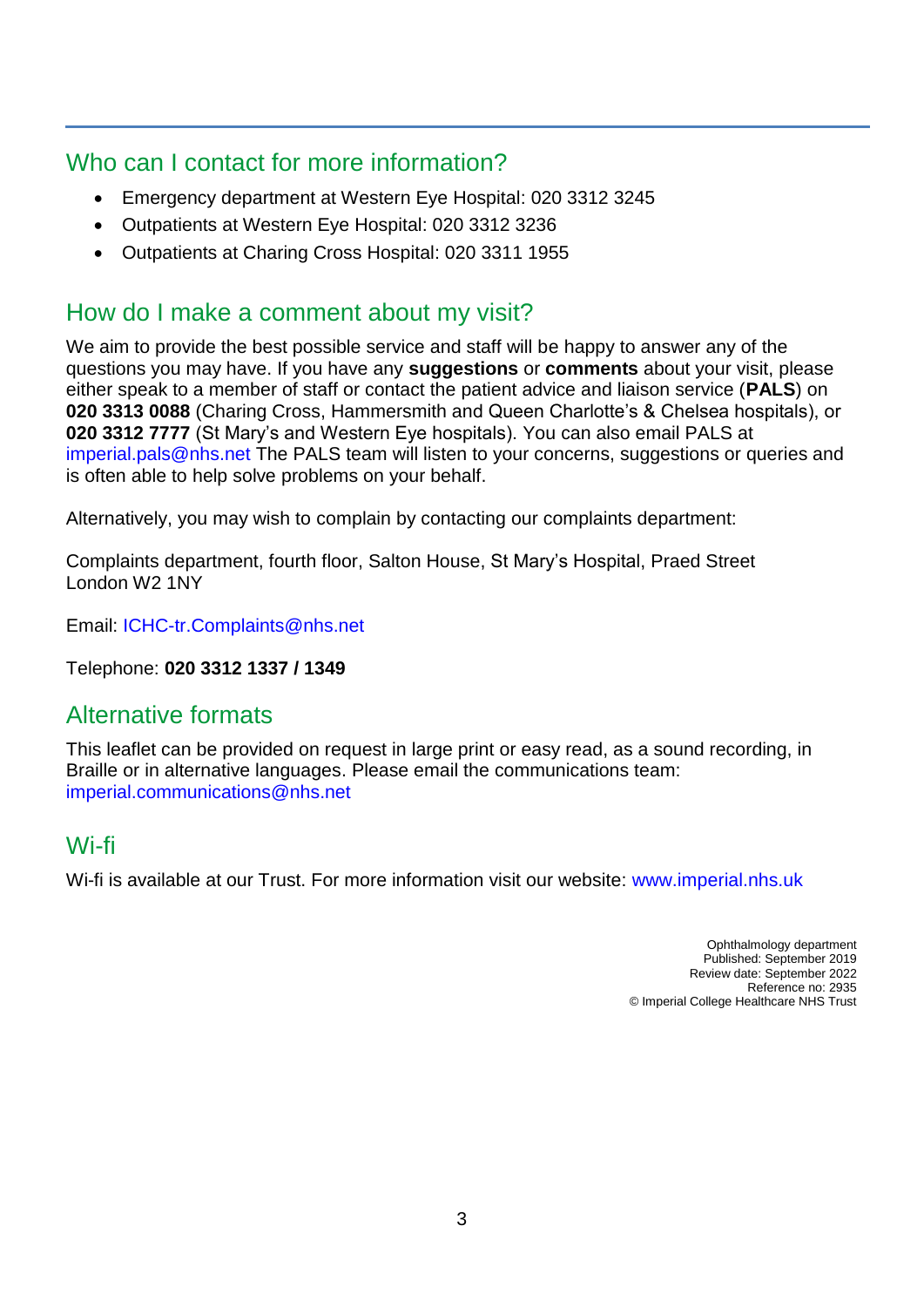## Who can I contact for more information?

- Emergency department at Western Eye Hospital: 020 3312 3245
- Outpatients at Western Eye Hospital: 020 3312 3236
- Outpatients at Charing Cross Hospital: 020 3311 1955

## How do I make a comment about my visit?

We aim to provide the best possible service and staff will be happy to answer any of the questions you may have. If you have any **suggestions** or **comments** about your visit, please either speak to a member of staff or contact the patient advice and liaison service (**PALS**) on **020 3313 0088** (Charing Cross, Hammersmith and Queen Charlotte's & Chelsea hospitals), or **020 3312 7777** (St Mary's and Western Eye hospitals). You can also email PALS at imperial.pals@nhs.net The PALS team will listen to your concerns, suggestions or queries and is often able to help solve problems on your behalf.

Alternatively, you may wish to complain by contacting our complaints department:

Complaints department, fourth floor, Salton House, St Mary's Hospital, Praed Street
London W2 1NY

Email: ICHC-tr.Complaints@nhs.net

Telephone: **020 3312 1337 / 1349**

## Alternative formats

This leaflet can be provided on request in large print or easy read, as a sound recording, in Braille or in alternative languages. Please email the communications team: imperial.communications@nhs.net

## Wi-fi

Wi-fi is available at our Trust. For more information visit our website: www.imperial.nhs.uk

Ophthalmology department
Published: September 2019
Review date: September 2022
Reference no: 2935
© Imperial College Healthcare NHS Trust